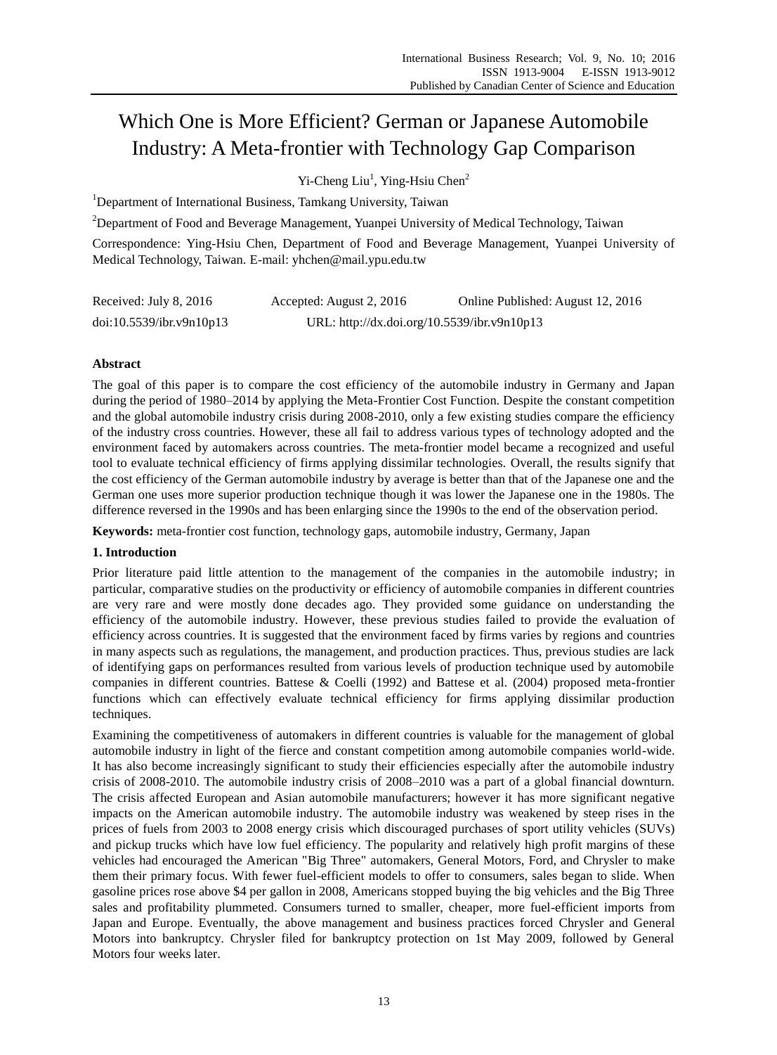# Which One is More Efficient? German or Japanese Automobile Industry: A Meta-frontier with Technology Gap Comparison

Yi-Cheng Liu[1], Ying-Hsiu Chen[2]

[1]Department of International Business, Tamkang University, Taiwan

[2]Department of Food and Beverage Management, Yuanpei University of Medical Technology, Taiwan

Correspondence: Ying-Hsiu Chen, Department of Food and Beverage Management, Yuanpei University of Medical Technology, Taiwan. E-mail: yhchen@mail.ypu.edu.tw

Received: July 8, 2016 Accepted: August 2, 2016 Online Published: August 12, 2016

doi:10.5539/ibr.v9n10p13 URL: http://dx.doi.org/10.5539/ibr.v9n10p13

## Abstract

The goal of this paper is to compare the cost efficiency of the automobile industry in Germany and Japan during the period of 1980–2014 by applying the Meta-Frontier Cost Function. Despite the constant competition and the global automobile industry crisis during 2008-2010, only a few existing studies compare the efficiency of the industry cross countries. However, these all fail to address various types of technology adopted and the environment faced by automakers across countries. The meta-frontier model became a recognized and useful tool to evaluate technical efficiency of firms applying dissimilar technologies. Overall, the results signify that the cost efficiency of the German automobile industry by average is better than that of the Japanese one and the German one uses more superior production technique though it was lower the Japanese one in the 1980s. The difference reversed in the 1990s and has been enlarging since the 1990s to the end of the observation period.

**Keywords:** meta-frontier cost function, technology gaps, automobile industry, Germany, Japan

## 1. Introduction

Prior literature paid little attention to the management of the companies in the automobile industry; in particular, comparative studies on the productivity or efficiency of automobile companies in different countries are very rare and were mostly done decades ago. They provided some guidance on understanding the efficiency of the automobile industry. However, these previous studies failed to provide the evaluation of efficiency across countries. It is suggested that the environment faced by firms varies by regions and countries in many aspects such as regulations, the management, and production practices. Thus, previous studies are lack of identifying gaps on performances resulted from various levels of production technique used by automobile companies in different countries. Battese & Coelli (1992) and Battese et al. (2004) proposed meta-frontier functions which can effectively evaluate technical efficiency for firms applying dissimilar production techniques.

Examining the competitiveness of automakers in different countries is valuable for the management of global automobile industry in light of the fierce and constant competition among automobile companies world-wide. It has also become increasingly significant to study their efficiencies especially after the automobile industry crisis of 2008-2010. The automobile industry crisis of 2008–2010 was a part of a global financial downturn. The crisis affected European and Asian automobile manufacturers; however it has more significant negative impacts on the American automobile industry. The automobile industry was weakened by steep rises in the prices of fuels from 2003 to 2008 energy crisis which discouraged purchases of sport utility vehicles (SUVs) and pickup trucks which have low fuel efficiency. The popularity and relatively high profit margins of these vehicles had encouraged the American "Big Three" automakers, General Motors, Ford, and Chrysler to make them their primary focus. With fewer fuel-efficient models to offer to consumers, sales began to slide. When gasoline prices rose above $4 per gallon in 2008, Americans stopped buying the big vehicles and the Big Three sales and profitability plummeted. Consumers turned to smaller, cheaper, more fuel-efficient imports from Japan and Europe. Eventually, the above management and business practices forced Chrysler and General Motors into bankruptcy. Chrysler filed for bankruptcy protection on 1st May 2009, followed by General Motors four weeks later.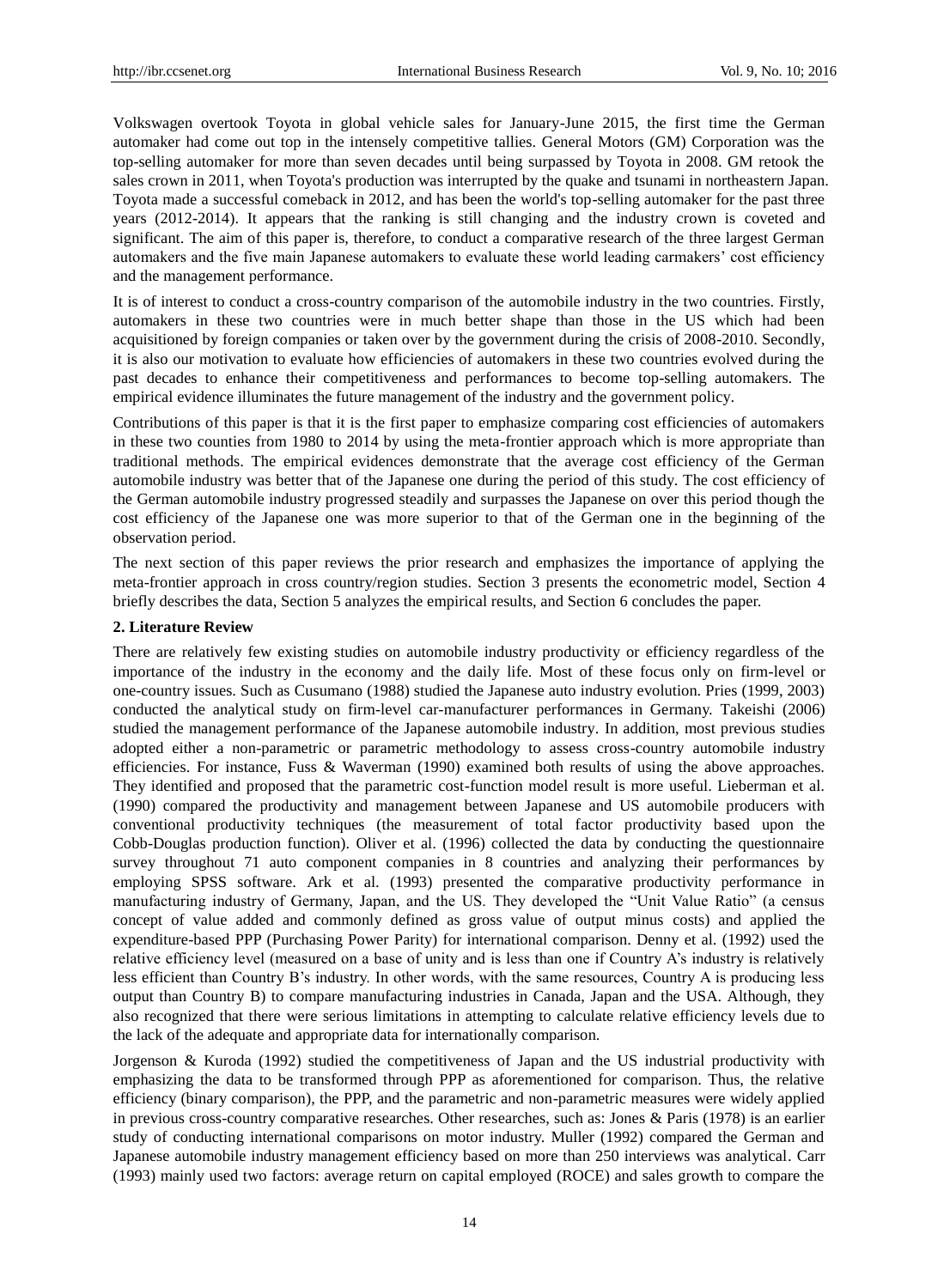Volkswagen overtook Toyota in global vehicle sales for January-June 2015, the first time the German automaker had come out top in the intensely competitive tallies. General Motors (GM) Corporation was the top-selling automaker for more than seven decades until being surpassed by Toyota in 2008. GM retook the sales crown in 2011, when Toyota's production was interrupted by the quake and tsunami in northeastern Japan. Toyota made a successful comeback in 2012, and has been the world's top-selling automaker for the past three years (2012-2014). It appears that the ranking is still changing and the industry crown is coveted and significant. The aim of this paper is, therefore, to conduct a comparative research of the three largest German automakers and the five main Japanese automakers to evaluate these world leading carmakers' cost efficiency and the management performance.

It is of interest to conduct a cross-country comparison of the automobile industry in the two countries. Firstly, automakers in these two countries were in much better shape than those in the US which had been acquisitioned by foreign companies or taken over by the government during the crisis of 2008-2010. Secondly, it is also our motivation to evaluate how efficiencies of automakers in these two countries evolved during the past decades to enhance their competitiveness and performances to become top-selling automakers. The empirical evidence illuminates the future management of the industry and the government policy.

Contributions of this paper is that it is the first paper to emphasize comparing cost efficiencies of automakers in these two counties from 1980 to 2014 by using the meta-frontier approach which is more appropriate than traditional methods. The empirical evidences demonstrate that the average cost efficiency of the German automobile industry was better that of the Japanese one during the period of this study. The cost efficiency of the German automobile industry progressed steadily and surpasses the Japanese on over this period though the cost efficiency of the Japanese one was more superior to that of the German one in the beginning of the observation period.

The next section of this paper reviews the prior research and emphasizes the importance of applying the meta-frontier approach in cross country/region studies. Section 3 presents the econometric model, Section 4 briefly describes the data, Section 5 analyzes the empirical results, and Section 6 concludes the paper.

## 2. Literature Review

There are relatively few existing studies on automobile industry productivity or efficiency regardless of the importance of the industry in the economy and the daily life. Most of these focus only on firm-level or one-country issues. Such as Cusumano (1988) studied the Japanese auto industry evolution. Pries (1999, 2003) conducted the analytical study on firm-level car-manufacturer performances in Germany. Takeishi (2006) studied the management performance of the Japanese automobile industry. In addition, most previous studies adopted either a non-parametric or parametric methodology to assess cross-country automobile industry efficiencies. For instance, Fuss & Waverman (1990) examined both results of using the above approaches. They identified and proposed that the parametric cost-function model result is more useful. Lieberman et al. (1990) compared the productivity and management between Japanese and US automobile producers with conventional productivity techniques (the measurement of total factor productivity based upon the Cobb-Douglas production function). Oliver et al. (1996) collected the data by conducting the questionnaire survey throughout 71 auto component companies in 8 countries and analyzing their performances by employing SPSS software. Ark et al. (1993) presented the comparative productivity performance in manufacturing industry of Germany, Japan, and the US. They developed the "Unit Value Ratio" (a census concept of value added and commonly defined as gross value of output minus costs) and applied the expenditure-based PPP (Purchasing Power Parity) for international comparison. Denny et al. (1992) used the relative efficiency level (measured on a base of unity and is less than one if Country A's industry is relatively less efficient than Country B's industry. In other words, with the same resources, Country A is producing less output than Country B) to compare manufacturing industries in Canada, Japan and the USA. Although, they also recognized that there were serious limitations in attempting to calculate relative efficiency levels due to the lack of the adequate and appropriate data for internationally comparison.

Jorgenson & Kuroda (1992) studied the competitiveness of Japan and the US industrial productivity with emphasizing the data to be transformed through PPP as aforementioned for comparison. Thus, the relative efficiency (binary comparison), the PPP, and the parametric and non-parametric measures were widely applied in previous cross-country comparative researches. Other researches, such as: Jones & Paris (1978) is an earlier study of conducting international comparisons on motor industry. Muller (1992) compared the German and Japanese automobile industry management efficiency based on more than 250 interviews was analytical. Carr (1993) mainly used two factors: average return on capital employed (ROCE) and sales growth to compare the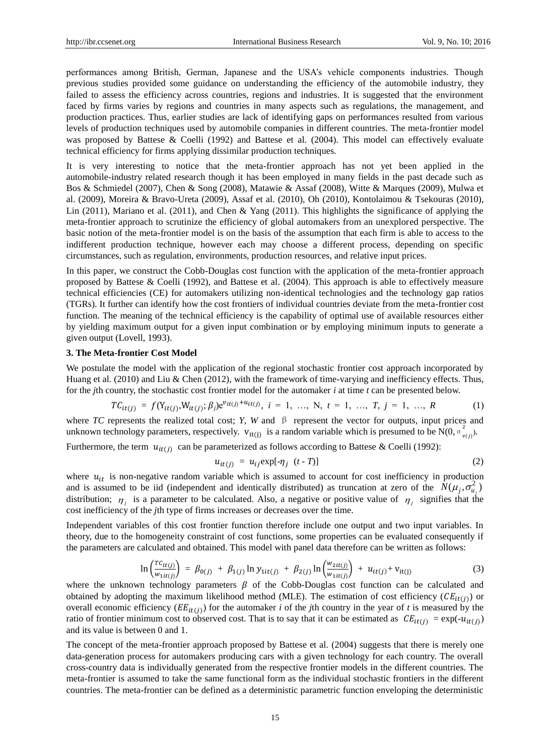performances among British, German, Japanese and the USA's vehicle components industries. Though previous studies provided some guidance on understanding the efficiency of the automobile industry, they failed to assess the efficiency across countries, regions and industries. It is suggested that the environment faced by firms varies by regions and countries in many aspects such as regulations, the management, and production practices. Thus, earlier studies are lack of identifying gaps on performances resulted from various levels of production techniques used by automobile companies in different countries. The meta-frontier model was proposed by Battese & Coelli (1992) and Battese et al. (2004). This model can effectively evaluate technical efficiency for firms applying dissimilar production techniques.

It is very interesting to notice that the meta-frontier approach has not yet been applied in the automobile-industry related research though it has been employed in many fields in the past decade such as Bos & Schmiedel (2007), Chen & Song (2008), Matawie & Assaf (2008), Witte & Marques (2009), Mulwa et al. (2009), Moreira & Bravo-Ureta (2009), Assaf et al. (2010), Oh (2010), Kontolaimou & Tsekouras (2010), Lin (2011), Mariano et al. (2011), and Chen & Yang (2011). This highlights the significance of applying the meta-frontier approach to scrutinize the efficiency of global automakers from an unexplored perspective. The basic notion of the meta-frontier model is on the basis of the assumption that each firm is able to access to the indifferent production technique, however each may choose a different process, depending on specific circumstances, such as regulation, environments, production resources, and relative input prices.

In this paper, we construct the Cobb-Douglas cost function with the application of the meta-frontier approach proposed by Battese & Coelli (1992), and Battese et al. (2004). This approach is able to effectively measure technical efficiencies (CE) for automakers utilizing non-identical technologies and the technology gap ratios (TGRs). It further can identify how the cost frontiers of individual countries deviate from the meta-frontier cost function. The meaning of the technical efficiency is the capability of optimal use of available resources either by yielding maximum output for a given input combination or by employing minimum inputs to generate a given output (Lovell, 1993).

### 3. The Meta-frontier Cost Model

We postulate the model with the application of the regional stochastic frontier cost approach incorporated by Huang et al. (2010) and Liu & Chen (2012), with the framework of time-varying and inefficiency effects. Thus, for the *j*th country, the stochastic cost frontier model for the automaker *i* at time *t* can be presented below.

$$TC_{it(j)} = f(Y_{it(j)}, W_{it(j)}; \beta_j) e^{v_{it(j)} + u_{it(j)}}, \ i = 1, \ldots, N, \ t = 1, \ldots, T, \ j = 1, \ldots, R \tag{1}$$

where *TC* represents the realized total cost; *Y*, *W* and β represent the vector for outputs, input prices and unknown technology parameters, respectively. $v_{it(j)}$ is a random variable which is presumed to be $N(0, \sigma^2_{v(j)})$.

Furthermore, the term $u_{it(j)}$ can be parameterized as follows according to Battese & Coelli (1992):

$$u_{it(j)} = u_{ij} \exp[-\eta_j \ (t - T)] \tag{2}$$

where $u_{it}$ is non-negative random variable which is assumed to account for cost inefficiency in production and is assumed to be iid (independent and identically distributed) as truncation at zero of the $N(\mu_j, \sigma^2_{u_j})$ distribution; $\eta_j$ is a parameter to be calculated. Also, a negative or positive value of $\eta_j$ signifies that the cost inefficiency of the *j*th type of firms increases or decreases over the time.

Independent variables of this cost frontier function therefore include one output and two input variables. In theory, due to the homogeneity constraint of cost functions, some properties can be evaluated consequently if the parameters are calculated and obtained. This model with panel data therefore can be written as follows:

$$\ln\left(\frac{TC_{it(j)}}{w_{1it(j)}}\right) = \beta_{0(j)} + \beta_{1(j)} \ln y_{1it(j)} + \beta_{2(j)} \ln\left(\frac{w_{2it(j)}}{w_{1it(j)}}\right) + u_{it(j)} + v_{it(j)} \tag{3}$$

where the unknown technology parameters $\beta$ of the Cobb-Douglas cost function can be calculated and obtained by adopting the maximum likelihood method (MLE). The estimation of cost efficiency ($CE_{it(j)}$) or overall economic efficiency ($EE_{it(j)}$) for the automaker *i* of the *j*th country in the year of *t* is measured by the ratio of frontier minimum cost to observed cost. That is to say that it can be estimated as $CE_{it(j)} = \exp(-u_{it(j)})$ and its value is between 0 and 1.

The concept of the meta-frontier approach proposed by Battese et al. (2004) suggests that there is merely one data-generation process for automakers producing cars with a given technology for each country. The overall cross-country data is individually generated from the respective frontier models in the different countries. The meta-frontier is assumed to take the same functional form as the individual stochastic frontiers in the different countries. The meta-frontier can be defined as a deterministic parametric function enveloping the deterministic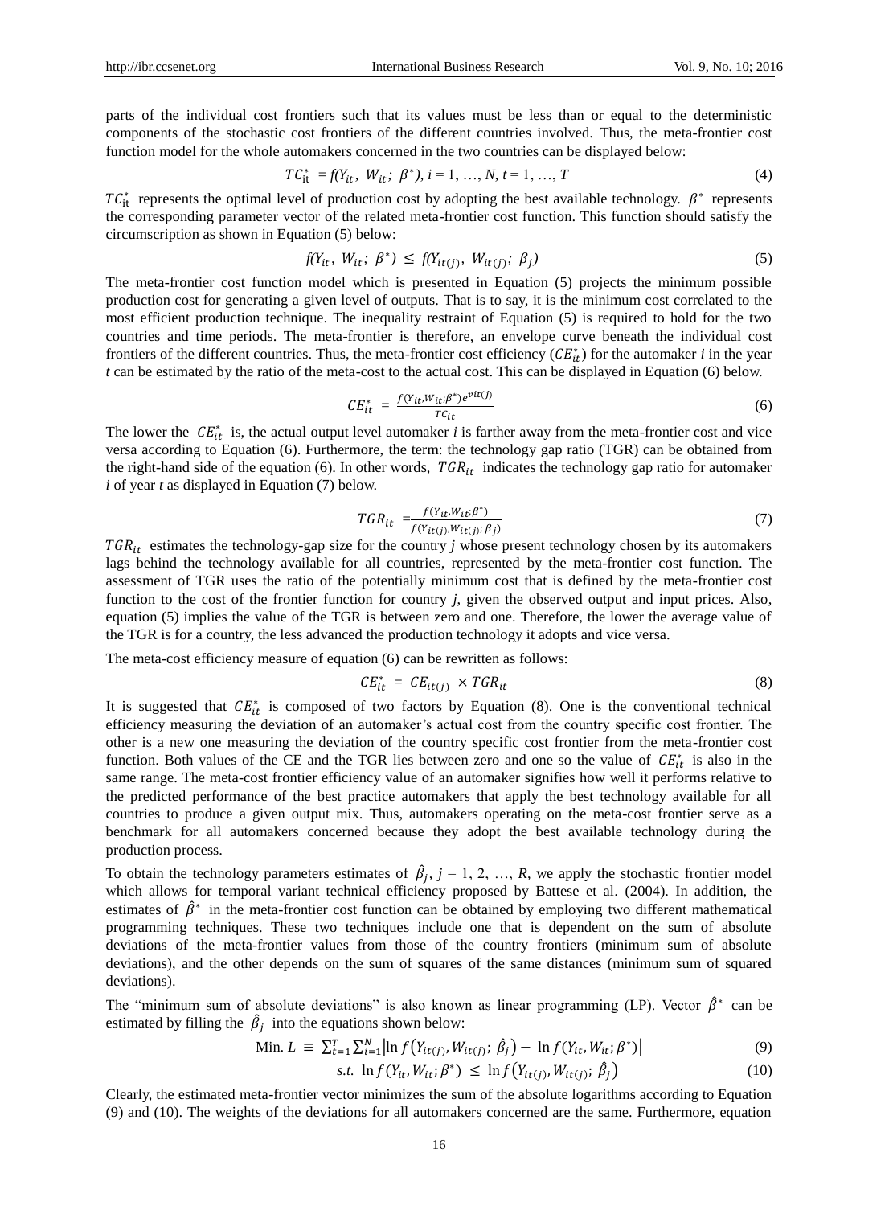parts of the individual cost frontiers such that its values must be less than or equal to the deterministic components of the stochastic cost frontiers of the different countries involved. Thus, the meta-frontier cost function model for the whole automakers concerned in the two countries can be displayed below:

$$TC_{it}^{*} = f(Y_{it},\ W_{it};\ \beta^{*}),\ i = 1, \ldots, N,\ t = 1, \ldots, T \tag{4}$$

$TC_{it}^{*}$ represents the optimal level of production cost by adopting the best available technology. $\beta^{*}$ represents the corresponding parameter vector of the related meta-frontier cost function. This function should satisfy the circumscription as shown in Equation (5) below:

$$f(Y_{it},\ W_{it};\ \beta^{*}) \leq f(Y_{it(j)},\ W_{it(j)};\ \beta_{j}) \tag{5}$$

The meta-frontier cost function model which is presented in Equation (5) projects the minimum possible production cost for generating a given level of outputs. That is to say, it is the minimum cost correlated to the most efficient production technique. The inequality restraint of Equation (5) is required to hold for the two countries and time periods. The meta-frontier is therefore, an envelope curve beneath the individual cost frontiers of the different countries. Thus, the meta-frontier cost efficiency ($CE_{it}^{*}$) for the automaker *i* in the year *t* can be estimated by the ratio of the meta-cost to the actual cost. This can be displayed in Equation (6) below.

$$CE_{it}^{*} = \frac{f(Y_{it},W_{it};\beta^{*})e^{vit(j)}}{TC_{it}} \tag{6}$$

The lower the $CE_{it}^{*}$ is, the actual output level automaker *i* is farther away from the meta-frontier cost and vice versa according to Equation (6). Furthermore, the term: the technology gap ratio (TGR) can be obtained from the right-hand side of the equation (6). In other words, $TGR_{it}$ indicates the technology gap ratio for automaker *i* of year *t* as displayed in Equation (7) below.

$$TGR_{it} = \frac{f(Y_{it},W_{it};\beta^{*})}{f(Y_{it(j)},W_{it(j)};\beta_{j})} \tag{7}$$

$TGR_{it}$ estimates the technology-gap size for the country *j* whose present technology chosen by its automakers lags behind the technology available for all countries, represented by the meta-frontier cost function. The assessment of TGR uses the ratio of the potentially minimum cost that is defined by the meta-frontier cost function to the cost of the frontier function for country *j*, given the observed output and input prices. Also, equation (5) implies the value of the TGR is between zero and one. Therefore, the lower the average value of the TGR is for a country, the less advanced the production technology it adopts and vice versa.

The meta-cost efficiency measure of equation (6) can be rewritten as follows:

$$CE_{it}^{*} = CE_{it(j)} \times TGR_{it} \tag{8}$$

It is suggested that $CE_{it}^{*}$ is composed of two factors by Equation (8). One is the conventional technical efficiency measuring the deviation of an automaker's actual cost from the country specific cost frontier. The other is a new one measuring the deviation of the country specific cost frontier from the meta-frontier cost function. Both values of the CE and the TGR lies between zero and one so the value of $CE_{it}^{*}$ is also in the same range. The meta-cost frontier efficiency value of an automaker signifies how well it performs relative to the predicted performance of the best practice automakers that apply the best technology available for all countries to produce a given output mix. Thus, automakers operating on the meta-cost frontier serve as a benchmark for all automakers concerned because they adopt the best available technology during the production process.

To obtain the technology parameters estimates of $\hat{\beta}_{j}$, $j = 1, 2, \ldots, R$, we apply the stochastic frontier model which allows for temporal variant technical efficiency proposed by Battese et al. (2004). In addition, the estimates of $\hat{\beta}^{*}$ in the meta-frontier cost function can be obtained by employing two different mathematical programming techniques. These two techniques include one that is dependent on the sum of absolute deviations of the meta-frontier values from those of the country frontiers (minimum sum of absolute deviations), and the other depends on the sum of squares of the same distances (minimum sum of squared deviations).

The "minimum sum of absolute deviations" is also known as linear programming (LP). Vector $\hat{\beta}^{*}$ can be estimated by filling the $\hat{\beta}_{j}$ into the equations shown below:

$$\text{Min. } L \equiv \sum_{t=1}^{T}\sum_{i=1}^{N}\left|\ln f\left(Y_{it(j)},W_{it(j)};\ \hat{\beta}_{j}\right) - \ln f(Y_{it},W_{it};\beta^{*})\right| \tag{9}$$

$$\text{s.t. } \ln f(Y_{it},W_{it};\beta^{*}) \leq \ln f\left(Y_{it(j)},W_{it(j)};\ \hat{\beta}_{j}\right) \tag{10}$$

Clearly, the estimated meta-frontier vector minimizes the sum of the absolute logarithms according to Equation (9) and (10). The weights of the deviations for all automakers concerned are the same. Furthermore, equation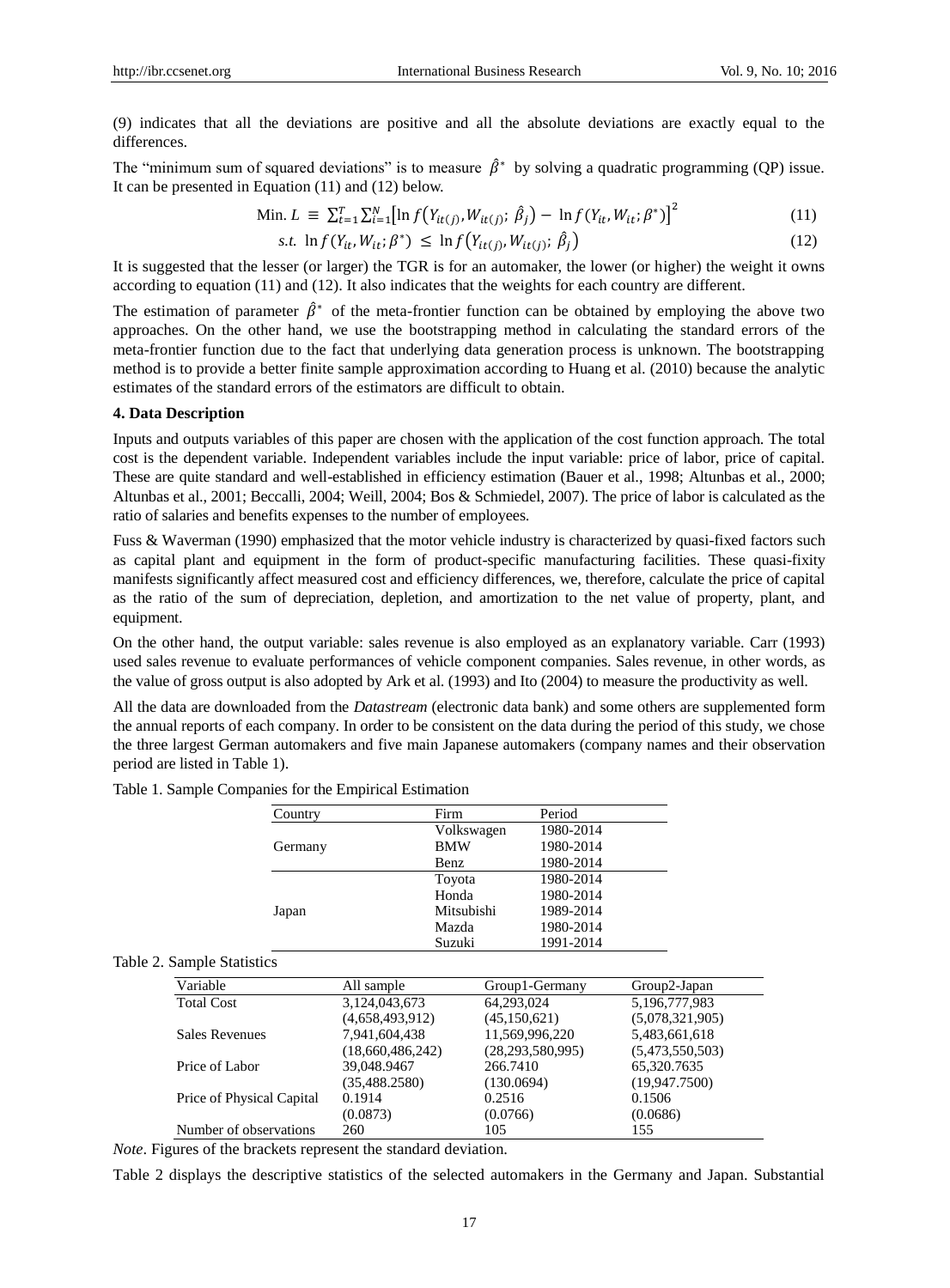(9) indicates that all the deviations are positive and all the absolute deviations are exactly equal to the differences.

The "minimum sum of squared deviations" is to measure $\hat{\beta}^*$ by solving a quadratic programming (QP) issue. It can be presented in Equation (11) and (12) below.

$$\text{Min. } L \equiv \sum_{t=1}^{T}\sum_{i=1}^{N}\left[\ln f\left(Y_{it(j)}, W_{it(j)}; \hat{\beta}_j\right) - \ln f(Y_{it}, W_{it}; \beta^*)\right]^2 \tag{11}$$

$$s.t.\ \ln f(Y_{it}, W_{it}; \beta^*) \leq \ln f\left(Y_{it(j)}, W_{it(j)}; \hat{\beta}_j\right) \tag{12}$$

It is suggested that the lesser (or larger) the TGR is for an automaker, the lower (or higher) the weight it owns according to equation (11) and (12). It also indicates that the weights for each country are different.

The estimation of parameter $\hat{\beta}^*$ of the meta-frontier function can be obtained by employing the above two approaches. On the other hand, we use the bootstrapping method in calculating the standard errors of the meta-frontier function due to the fact that underlying data generation process is unknown. The bootstrapping method is to provide a better finite sample approximation according to Huang et al. (2010) because the analytic estimates of the standard errors of the estimators are difficult to obtain.

### 4. Data Description

Inputs and outputs variables of this paper are chosen with the application of the cost function approach. The total cost is the dependent variable. Independent variables include the input variable: price of labor, price of capital. These are quite standard and well-established in efficiency estimation (Bauer et al., 1998; Altunbas et al., 2000; Altunbas et al., 2001; Beccalli, 2004; Weill, 2004; Bos & Schmiedel, 2007). The price of labor is calculated as the ratio of salaries and benefits expenses to the number of employees.

Fuss & Waverman (1990) emphasized that the motor vehicle industry is characterized by quasi-fixed factors such as capital plant and equipment in the form of product-specific manufacturing facilities. These quasi-fixity manifests significantly affect measured cost and efficiency differences, we, therefore, calculate the price of capital as the ratio of the sum of depreciation, depletion, and amortization to the net value of property, plant, and equipment.

On the other hand, the output variable: sales revenue is also employed as an explanatory variable. Carr (1993) used sales revenue to evaluate performances of vehicle component companies. Sales revenue, in other words, as the value of gross output is also adopted by Ark et al. (1993) and Ito (2004) to measure the productivity as well.

All the data are downloaded from the *Datastream* (electronic data bank) and some others are supplemented form the annual reports of each company. In order to be consistent on the data during the period of this study, we chose the three largest German automakers and five main Japanese automakers (company names and their observation period are listed in Table 1).

Table 1. Sample Companies for the Empirical Estimation

| Country | Firm | Period |
|---|---|---|
| Germany | Volkswagen | 1980-2014 |
| | BMW | 1980-2014 |
| | Benz | 1980-2014 |
| Japan | Toyota | 1980-2014 |
| | Honda | 1980-2014 |
| | Mitsubishi | 1989-2014 |
| | Mazda | 1980-2014 |
| | Suzuki | 1991-2014 |

Table 2. Sample Statistics

| Variable | All sample | Group1-Germany | Group2-Japan |
|---|---|---|---|
| Total Cost | 3,124,043,673 | 64,293,024 | 5,196,777,983 |
| | (4,658,493,912) | (45,150,621) | (5,078,321,905) |
| Sales Revenues | 7,941,604,438 | 11,569,996,220 | 5,483,661,618 |
| | (18,660,486,242) | (28,293,580,995) | (5,473,550,503) |
| Price of Labor | 39,048.9467 | 266.7410 | 65,320.7635 |
| | (35,488.2580) | (130.0694) | (19,947.7500) |
| Price of Physical Capital | 0.1914 | 0.2516 | 0.1506 |
| | (0.0873) | (0.0766) | (0.0686) |
| Number of observations | 260 | 105 | 155 |

*Note*. Figures of the brackets represent the standard deviation.

Table 2 displays the descriptive statistics of the selected automakers in the Germany and Japan. Substantial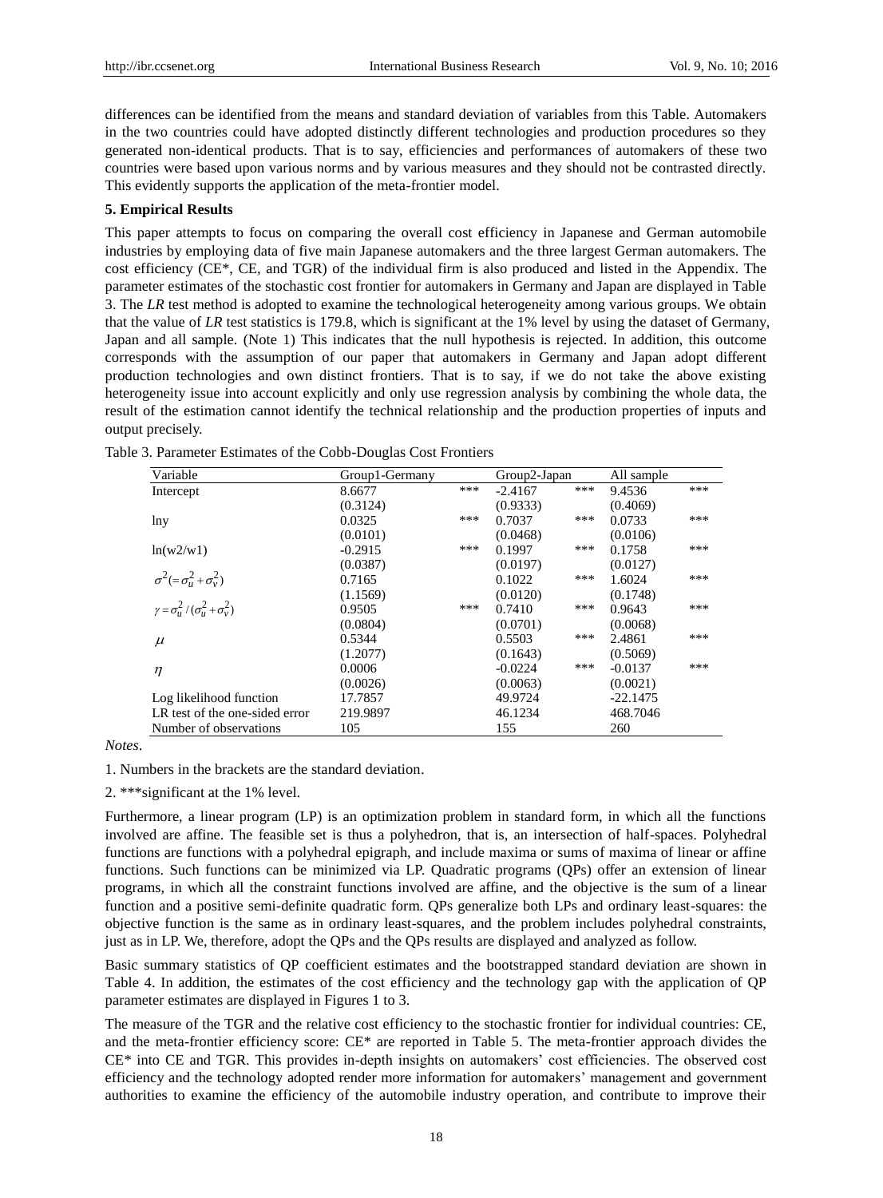differences can be identified from the means and standard deviation of variables from this Table. Automakers in the two countries could have adopted distinctly different technologies and production procedures so they generated non-identical products. That is to say, efficiencies and performances of automakers of these two countries were based upon various norms and by various measures and they should not be contrasted directly. This evidently supports the application of the meta-frontier model.

## 5. Empirical Results

This paper attempts to focus on comparing the overall cost efficiency in Japanese and German automobile industries by employing data of five main Japanese automakers and the three largest German automakers. The cost efficiency (CE*, CE, and TGR) of the individual firm is also produced and listed in the Appendix. The parameter estimates of the stochastic cost frontier for automakers in Germany and Japan are displayed in Table 3. The *LR* test method is adopted to examine the technological heterogeneity among various groups. We obtain that the value of *LR* test statistics is 179.8, which is significant at the 1% level by using the dataset of Germany, Japan and all sample. (Note 1) This indicates that the null hypothesis is rejected. In addition, this outcome corresponds with the assumption of our paper that automakers in Germany and Japan adopt different production technologies and own distinct frontiers. That is to say, if we do not take the above existing heterogeneity issue into account explicitly and only use regression analysis by combining the whole data, the result of the estimation cannot identify the technical relationship and the production properties of inputs and output precisely.

Table 3. Parameter Estimates of the Cobb-Douglas Cost Frontiers

| Variable | Group1-Germany | | Group2-Japan | | All sample | |
|---|---|---|---|---|---|---|
| Intercept | 8.6677 | *** | -2.4167 | *** | 9.4536 | *** |
| | (0.3124) | | (0.9333) | | (0.4069) | |
| lny | 0.0325 | *** | 0.7037 | *** | 0.0733 | *** |
| | (0.0101) | | (0.0468) | | (0.0106) | |
| ln(w2/w1) | -0.2915 | *** | 0.1997 | *** | 0.1758 | *** |
| | (0.0387) | | (0.0197) | | (0.0127) | |
| $\sigma^2(=\sigma_u^2+\sigma_v^2)$ | 0.7165 | | 0.1022 | *** | 1.6024 | *** |
| | (1.1569) | | (0.0120) | | (0.1748) | |
| $\gamma=\sigma_u^2/(\sigma_u^2+\sigma_v^2)$ | 0.9505 | *** | 0.7410 | *** | 0.9643 | *** |
| | (0.0804) | | (0.0701) | | (0.0068) | |
| $\mu$ | 0.5344 | | 0.5503 | *** | 2.4861 | *** |
| | (1.2077) | | (0.1643) | | (0.5069) | |
| $\eta$ | 0.0006 | | -0.0224 | *** | -0.0137 | *** |
| | (0.0026) | | (0.0063) | | (0.0021) | |
| Log likelihood function | 17.7857 | | 49.9724 | | -22.1475 | |
| LR test of the one-sided error | 219.9897 | | 46.1234 | | 468.7046 | |
| Number of observations | 105 | | 155 | | 260 | |

*Notes*.

1. Numbers in the brackets are the standard deviation.

2. ***significant at the 1% level.

Furthermore, a linear program (LP) is an optimization problem in standard form, in which all the functions involved are affine. The feasible set is thus a polyhedron, that is, an intersection of half-spaces. Polyhedral functions are functions with a polyhedral epigraph, and include maxima or sums of maxima of linear or affine functions. Such functions can be minimized via LP. Quadratic programs (QPs) offer an extension of linear programs, in which all the constraint functions involved are affine, and the objective is the sum of a linear function and a positive semi-definite quadratic form. QPs generalize both LPs and ordinary least-squares: the objective function is the same as in ordinary least-squares, and the problem includes polyhedral constraints, just as in LP. We, therefore, adopt the QPs and the QPs results are displayed and analyzed as follow.

Basic summary statistics of QP coefficient estimates and the bootstrapped standard deviation are shown in Table 4. In addition, the estimates of the cost efficiency and the technology gap with the application of QP parameter estimates are displayed in Figures 1 to 3.

The measure of the TGR and the relative cost efficiency to the stochastic frontier for individual countries: CE, and the meta-frontier efficiency score: CE* are reported in Table 5. The meta-frontier approach divides the CE* into CE and TGR. This provides in-depth insights on automakers' cost efficiencies. The observed cost efficiency and the technology adopted render more information for automakers' management and government authorities to examine the efficiency of the automobile industry operation, and contribute to improve their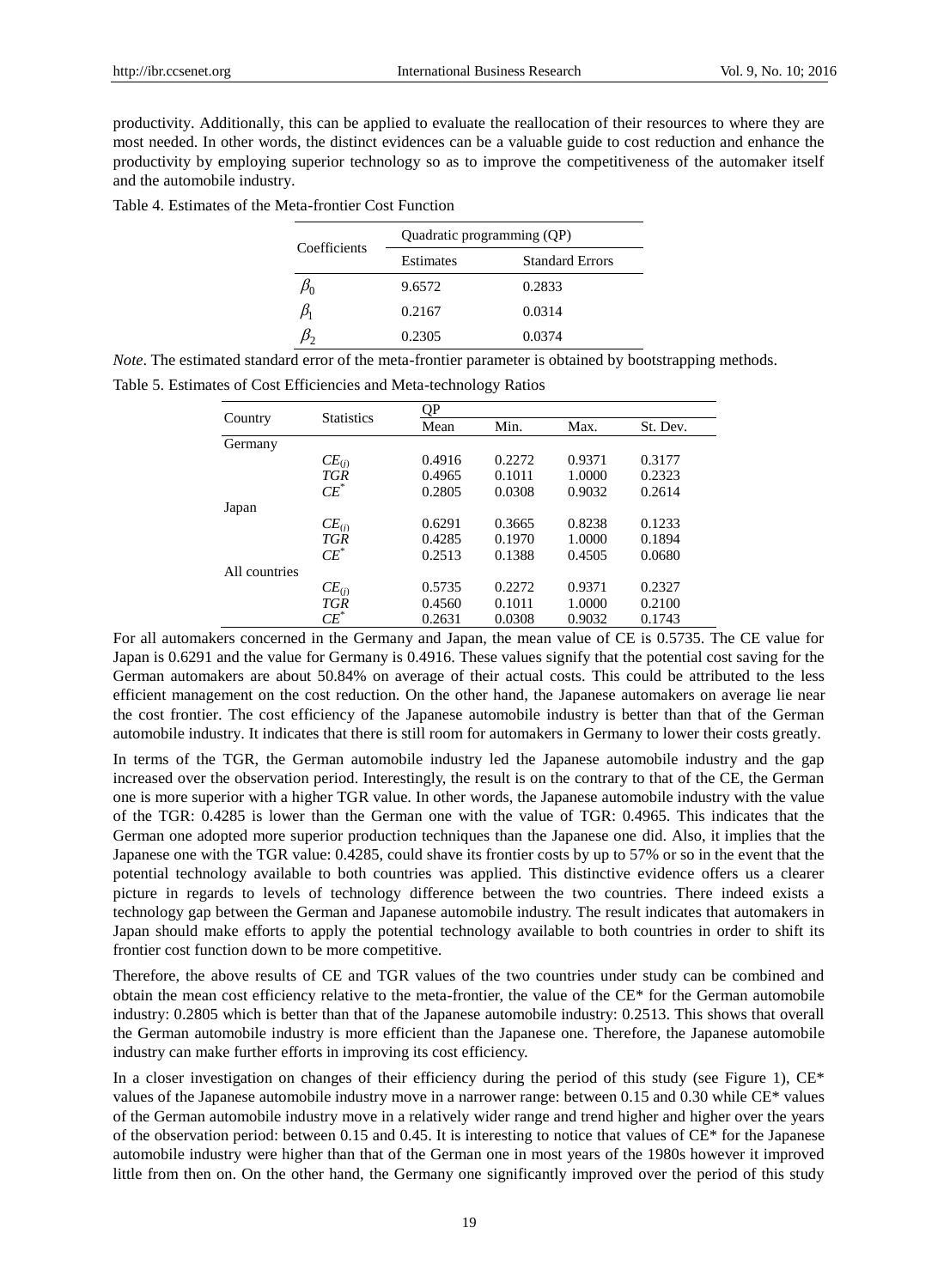productivity. Additionally, this can be applied to evaluate the reallocation of their resources to where they are most needed. In other words, the distinct evidences can be a valuable guide to cost reduction and enhance the productivity by employing superior technology so as to improve the competitiveness of the automaker itself and the automobile industry.

Table 4. Estimates of the Meta-frontier Cost Function

| Coefficients | Quadratic programming (QP) | |
|---|---|---|
| | Estimates | Standard Errors |
| $\beta_0$ | 9.6572 | 0.2833 |
| $\beta_1$ | 0.2167 | 0.0314 |
| $\beta_2$ | 0.2305 | 0.0374 |

*Note*. The estimated standard error of the meta-frontier parameter is obtained by bootstrapping methods.

Table 5. Estimates of Cost Efficiencies and Meta-technology Ratios

| Country | Statistics | QP | | | |
|---|---|---|---|---|---|
| | | Mean | Min. | Max. | St. Dev. |
| Germany | | | | | |
| | $CE_{(j)}$ | 0.4916 | 0.2272 | 0.9371 | 0.3177 |
| | $TGR$ | 0.4965 | 0.1011 | 1.0000 | 0.2323 |
| | $CE^*$ | 0.2805 | 0.0308 | 0.9032 | 0.2614 |
| Japan | | | | | |
| | $CE_{(j)}$ | 0.6291 | 0.3665 | 0.8238 | 0.1233 |
| | $TGR$ | 0.4285 | 0.1970 | 1.0000 | 0.1894 |
| | $CE^*$ | 0.2513 | 0.1388 | 0.4505 | 0.0680 |
| All countries | | | | | |
| | $CE_{(j)}$ | 0.5735 | 0.2272 | 0.9371 | 0.2327 |
| | $TGR$ | 0.4560 | 0.1011 | 1.0000 | 0.2100 |
| | $CE^*$ | 0.2631 | 0.0308 | 0.9032 | 0.1743 |

For all automakers concerned in the Germany and Japan, the mean value of CE is 0.5735. The CE value for Japan is 0.6291 and the value for Germany is 0.4916. These values signify that the potential cost saving for the German automakers are about 50.84% on average of their actual costs. This could be attributed to the less efficient management on the cost reduction. On the other hand, the Japanese automakers on average lie near the cost frontier. The cost efficiency of the Japanese automobile industry is better than that of the German automobile industry. It indicates that there is still room for automakers in Germany to lower their costs greatly.

In terms of the TGR, the German automobile industry led the Japanese automobile industry and the gap increased over the observation period. Interestingly, the result is on the contrary to that of the CE, the German one is more superior with a higher TGR value. In other words, the Japanese automobile industry with the value of the TGR: 0.4285 is lower than the German one with the value of TGR: 0.4965. This indicates that the German one adopted more superior production techniques than the Japanese one did. Also, it implies that the Japanese one with the TGR value: 0.4285, could shave its frontier costs by up to 57% or so in the event that the potential technology available to both countries was applied. This distinctive evidence offers us a clearer picture in regards to levels of technology difference between the two countries. There indeed exists a technology gap between the German and Japanese automobile industry. The result indicates that automakers in Japan should make efforts to apply the potential technology available to both countries in order to shift its frontier cost function down to be more competitive.

Therefore, the above results of CE and TGR values of the two countries under study can be combined and obtain the mean cost efficiency relative to the meta-frontier, the value of the CE* for the German automobile industry: 0.2805 which is better than that of the Japanese automobile industry: 0.2513. This shows that overall the German automobile industry is more efficient than the Japanese one. Therefore, the Japanese automobile industry can make further efforts in improving its cost efficiency.

In a closer investigation on changes of their efficiency during the period of this study (see Figure 1), CE* values of the Japanese automobile industry move in a narrower range: between 0.15 and 0.30 while CE* values of the German automobile industry move in a relatively wider range and trend higher and higher over the years of the observation period: between 0.15 and 0.45. It is interesting to notice that values of CE* for the Japanese automobile industry were higher than that of the German one in most years of the 1980s however it improved little from then on. On the other hand, the Germany one significantly improved over the period of this study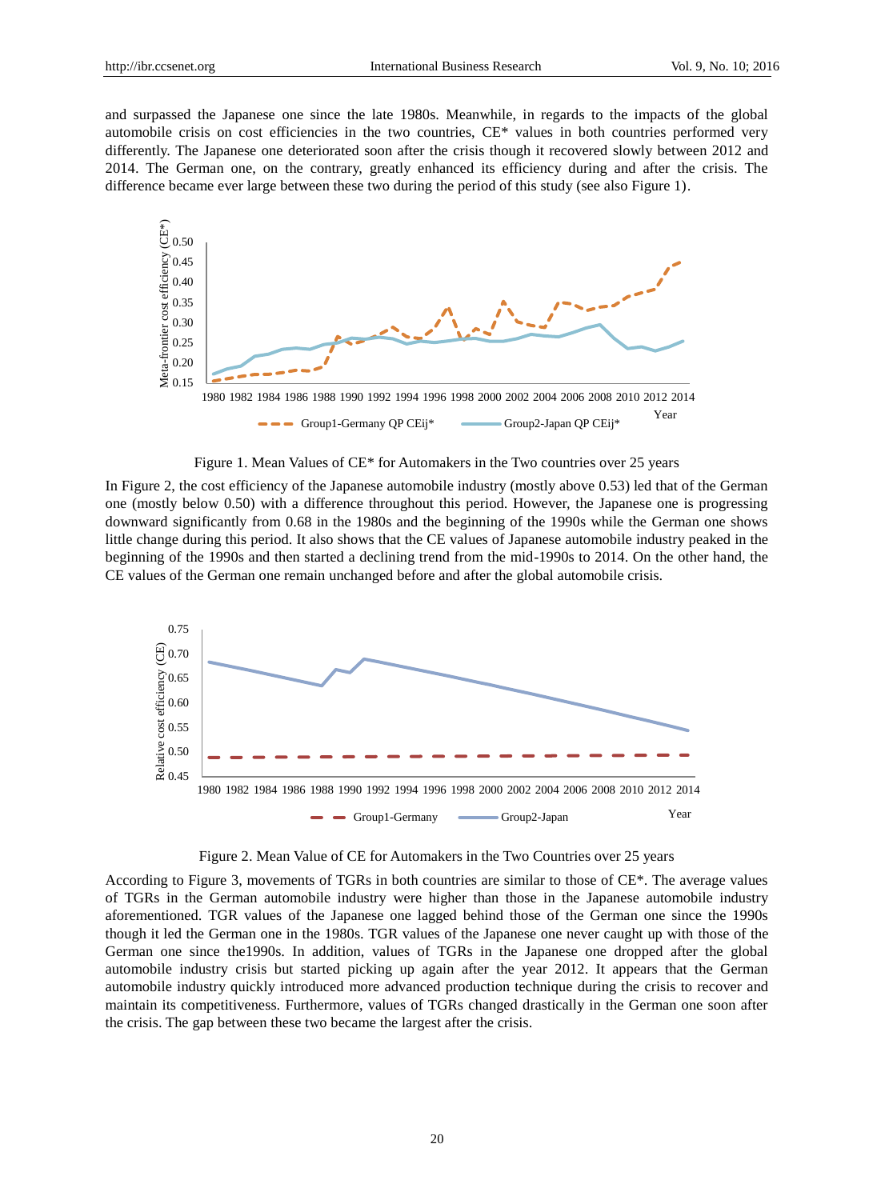and surpassed the Japanese one since the late 1980s. Meanwhile, in regards to the impacts of the global automobile crisis on cost efficiencies in the two countries, CE* values in both countries performed very differently. The Japanese one deteriorated soon after the crisis though it recovered slowly between 2012 and 2014. The German one, on the contrary, greatly enhanced its efficiency during and after the crisis. The difference became ever large between these two during the period of this study (see also Figure 1).

Figure 1. Mean Values of CE* for Automakers in the Two countries over 25 years

In Figure 2, the cost efficiency of the Japanese automobile industry (mostly above 0.53) led that of the German one (mostly below 0.50) with a difference throughout this period. However, the Japanese one is progressing downward significantly from 0.68 in the 1980s and the beginning of the 1990s while the German one shows little change during this period. It also shows that the CE values of Japanese automobile industry peaked in the beginning of the 1990s and then started a declining trend from the mid-1990s to 2014. On the other hand, the CE values of the German one remain unchanged before and after the global automobile crisis.

Figure 2. Mean Value of CE for Automakers in the Two Countries over 25 years

According to Figure 3, movements of TGRs in both countries are similar to those of CE*. The average values of TGRs in the German automobile industry were higher than those in the Japanese automobile industry aforementioned. TGR values of the Japanese one lagged behind those of the German one since the 1990s though it led the German one in the 1980s. TGR values of the Japanese one never caught up with those of the German one since the1990s. In addition, values of TGRs in the Japanese one dropped after the global automobile industry crisis but started picking up again after the year 2012. It appears that the German automobile industry quickly introduced more advanced production technique during the crisis to recover and maintain its competitiveness. Furthermore, values of TGRs changed drastically in the German one soon after the crisis. The gap between these two became the largest after the crisis.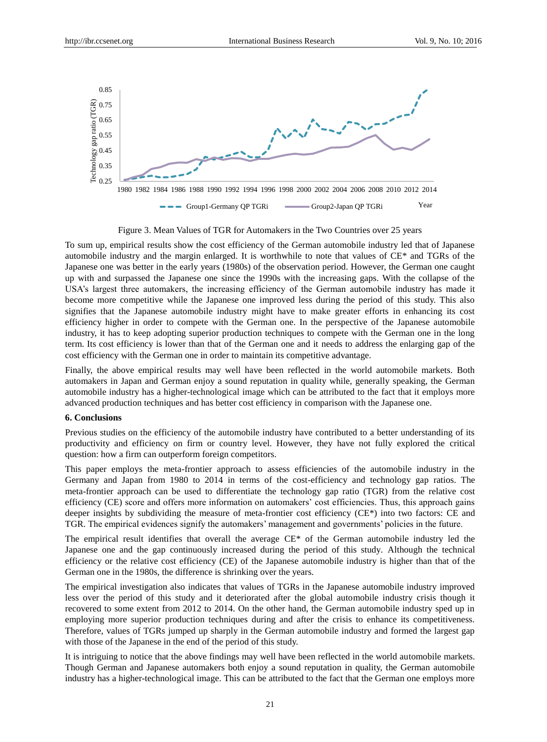Technology gap ratio (TGR)

0.85
0.75
0.65
0.55
0.45
0.35
0.25

1980 1982 1984 1986 1988 1990 1992 1994 1996 1998 2000 2002 2004 2006 2008 2010 2012 2014

Year

Group1-Germany QP TGRi

Group2-Japan QP TGRi

Figure 3. Mean Values of TGR for Automakers in the Two Countries over 25 years

To sum up, empirical results show the cost efficiency of the German automobile industry led that of Japanese automobile industry and the margin enlarged. It is worthwhile to note that values of CE* and TGRs of the Japanese one was better in the early years (1980s) of the observation period. However, the German one caught up with and surpassed the Japanese one since the 1990s with the increasing gaps. With the collapse of the USA's largest three automakers, the increasing efficiency of the German automobile industry has made it become more competitive while the Japanese one improved less during the period of this study. This also signifies that the Japanese automobile industry might have to make greater efforts in enhancing its cost efficiency higher in order to compete with the German one. In the perspective of the Japanese automobile industry, it has to keep adopting superior production techniques to compete with the German one in the long term. Its cost efficiency is lower than that of the German one and it needs to address the enlarging gap of the cost efficiency with the German one in order to maintain its competitive advantage.

Finally, the above empirical results may well have been reflected in the world automobile markets. Both automakers in Japan and German enjoy a sound reputation in quality while, generally speaking, the German automobile industry has a higher-technological image which can be attributed to the fact that it employs more advanced production techniques and has better cost efficiency in comparison with the Japanese one.

## 6. Conclusions

Previous studies on the efficiency of the automobile industry have contributed to a better understanding of its productivity and efficiency on firm or country level. However, they have not fully explored the critical question: how a firm can outperform foreign competitors.

This paper employs the meta-frontier approach to assess efficiencies of the automobile industry in the Germany and Japan from 1980 to 2014 in terms of the cost-efficiency and technology gap ratios. The meta-frontier approach can be used to differentiate the technology gap ratio (TGR) from the relative cost efficiency (CE) score and offers more information on automakers' cost efficiencies. Thus, this approach gains deeper insights by subdividing the measure of meta-frontier cost efficiency (CE*) into two factors: CE and TGR. The empirical evidences signify the automakers' management and governments' policies in the future.

The empirical result identifies that overall the average CE* of the German automobile industry led the Japanese one and the gap continuously increased during the period of this study. Although the technical efficiency or the relative cost efficiency (CE) of the Japanese automobile industry is higher than that of the German one in the 1980s, the difference is shrinking over the years.

The empirical investigation also indicates that values of TGRs in the Japanese automobile industry improved less over the period of this study and it deteriorated after the global automobile industry crisis though it recovered to some extent from 2012 to 2014. On the other hand, the German automobile industry sped up in employing more superior production techniques during and after the crisis to enhance its competitiveness. Therefore, values of TGRs jumped up sharply in the German automobile industry and formed the largest gap with those of the Japanese in the end of the period of this study.

It is intriguing to notice that the above findings may well have been reflected in the world automobile markets. Though German and Japanese automakers both enjoy a sound reputation in quality, the German automobile industry has a higher-technological image. This can be attributed to the fact that the German one employs more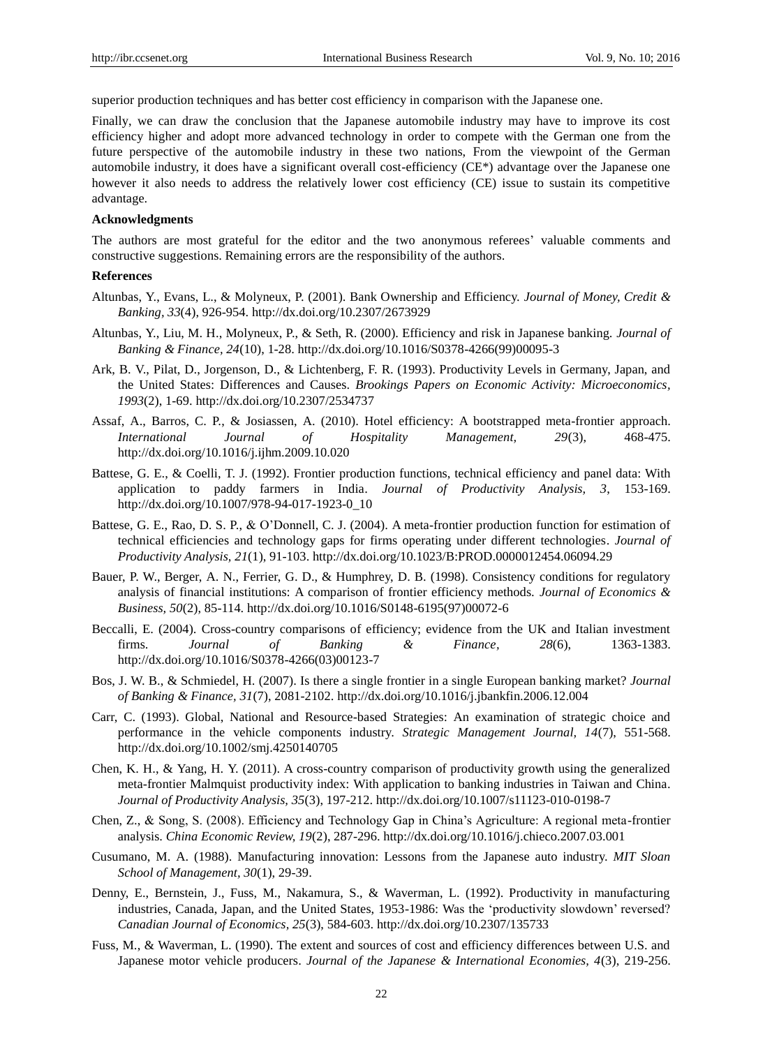superior production techniques and has better cost efficiency in comparison with the Japanese one.

Finally, we can draw the conclusion that the Japanese automobile industry may have to improve its cost efficiency higher and adopt more advanced technology in order to compete with the German one from the future perspective of the automobile industry in these two nations, From the viewpoint of the German automobile industry, it does have a significant overall cost-efficiency (CE*) advantage over the Japanese one however it also needs to address the relatively lower cost efficiency (CE) issue to sustain its competitive advantage.

**Acknowledgments**

The authors are most grateful for the editor and the two anonymous referees' valuable comments and constructive suggestions. Remaining errors are the responsibility of the authors.

**References**

Altunbas, Y., Evans, L., & Molyneux, P. (2001). Bank Ownership and Efficiency. *Journal of Money, Credit & Banking, 33*(4), 926-954. http://dx.doi.org/10.2307/2673929

Altunbas, Y., Liu, M. H., Molyneux, P., & Seth, R. (2000). Efficiency and risk in Japanese banking. *Journal of Banking & Finance, 24*(10), 1-28. http://dx.doi.org/10.1016/S0378-4266(99)00095-3

Ark, B. V., Pilat, D., Jorgenson, D., & Lichtenberg, F. R. (1993). Productivity Levels in Germany, Japan, and the United States: Differences and Causes. *Brookings Papers on Economic Activity: Microeconomics, 1993*(2), 1-69. http://dx.doi.org/10.2307/2534737

Assaf, A., Barros, C. P., & Josiassen, A. (2010). Hotel efficiency: A bootstrapped meta-frontier approach. *International Journal of Hospitality Management, 29*(3), 468-475. http://dx.doi.org/10.1016/j.ijhm.2009.10.020

Battese, G. E., & Coelli, T. J. (1992). Frontier production functions, technical efficiency and panel data: With application to paddy farmers in India. *Journal of Productivity Analysis, 3*, 153-169. http://dx.doi.org/10.1007/978-94-017-1923-0_10

Battese, G. E., Rao, D. S. P., & O'Donnell, C. J. (2004). A meta-frontier production function for estimation of technical efficiencies and technology gaps for firms operating under different technologies. *Journal of Productivity Analysis, 21*(1), 91-103. http://dx.doi.org/10.1023/B:PROD.0000012454.06094.29

Bauer, P. W., Berger, A. N., Ferrier, G. D., & Humphrey, D. B. (1998). Consistency conditions for regulatory analysis of financial institutions: A comparison of frontier efficiency methods. *Journal of Economics & Business, 50*(2), 85-114. http://dx.doi.org/10.1016/S0148-6195(97)00072-6

Beccalli, E. (2004). Cross-country comparisons of efficiency; evidence from the UK and Italian investment firms. *Journal of Banking & Finance, 28*(6), 1363-1383. http://dx.doi.org/10.1016/S0378-4266(03)00123-7

Bos, J. W. B., & Schmiedel, H. (2007). Is there a single frontier in a single European banking market? *Journal of Banking & Finance, 31*(7), 2081-2102. http://dx.doi.org/10.1016/j.jbankfin.2006.12.004

Carr, C. (1993). Global, National and Resource-based Strategies: An examination of strategic choice and performance in the vehicle components industry. *Strategic Management Journal, 14*(7), 551-568. http://dx.doi.org/10.1002/smj.4250140705

Chen, K. H., & Yang, H. Y. (2011). A cross-country comparison of productivity growth using the generalized meta-frontier Malmquist productivity index: With application to banking industries in Taiwan and China. *Journal of Productivity Analysis, 35*(3), 197-212. http://dx.doi.org/10.1007/s11123-010-0198-7

Chen, Z., & Song, S. (2008). Efficiency and Technology Gap in China's Agriculture: A regional meta-frontier analysis. *China Economic Review, 19*(2), 287-296. http://dx.doi.org/10.1016/j.chieco.2007.03.001

Cusumano, M. A. (1988). Manufacturing innovation: Lessons from the Japanese auto industry. *MIT Sloan School of Management, 30*(1), 29-39.

Denny, E., Bernstein, J., Fuss, M., Nakamura, S., & Waverman, L. (1992). Productivity in manufacturing industries, Canada, Japan, and the United States, 1953-1986: Was the 'productivity slowdown' reversed? *Canadian Journal of Economics, 25*(3), 584-603. http://dx.doi.org/10.2307/135733

Fuss, M., & Waverman, L. (1990). The extent and sources of cost and efficiency differences between U.S. and Japanese motor vehicle producers. *Journal of the Japanese & International Economies, 4*(3), 219-256.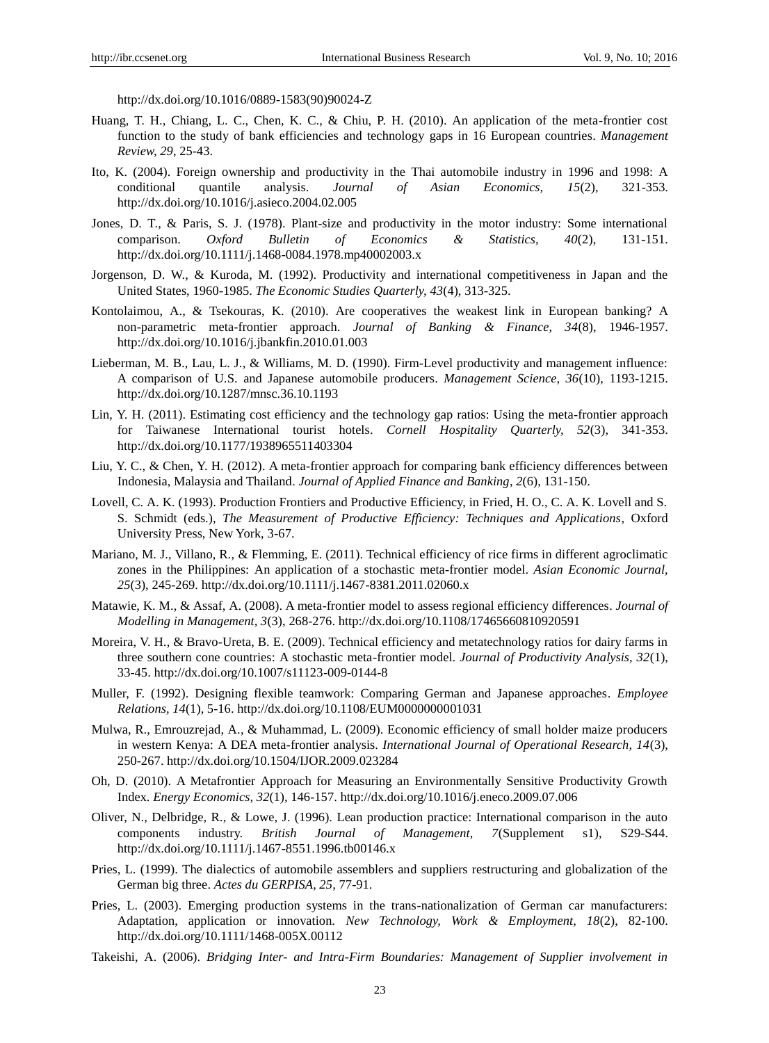http://dx.doi.org/10.1016/0889-1583(90)90024-Z

Huang, T. H., Chiang, L. C., Chen, K. C., & Chiu, P. H. (2010). An application of the meta-frontier cost function to the study of bank efficiencies and technology gaps in 16 European countries. *Management Review, 29*, 25-43.

Ito, K. (2004). Foreign ownership and productivity in the Thai automobile industry in 1996 and 1998: A conditional quantile analysis. *Journal of Asian Economics, 15*(2), 321-353. http://dx.doi.org/10.1016/j.asieco.2004.02.005

Jones, D. T., & Paris, S. J. (1978). Plant-size and productivity in the motor industry: Some international comparison. *Oxford Bulletin of Economics & Statistics, 40*(2), 131-151. http://dx.doi.org/10.1111/j.1468-0084.1978.mp40002003.x

Jorgenson, D. W., & Kuroda, M. (1992). Productivity and international competitiveness in Japan and the United States, 1960-1985. *The Economic Studies Quarterly, 43*(4), 313-325.

Kontolaimou, A., & Tsekouras, K. (2010). Are cooperatives the weakest link in European banking? A non-parametric meta-frontier approach. *Journal of Banking & Finance, 34*(8), 1946-1957. http://dx.doi.org/10.1016/j.jbankfin.2010.01.003

Lieberman, M. B., Lau, L. J., & Williams, M. D. (1990). Firm-Level productivity and management influence: A comparison of U.S. and Japanese automobile producers. *Management Science, 36*(10), 1193-1215. http://dx.doi.org/10.1287/mnsc.36.10.1193

Lin, Y. H. (2011). Estimating cost efficiency and the technology gap ratios: Using the meta-frontier approach for Taiwanese International tourist hotels. *Cornell Hospitality Quarterly, 52*(3), 341-353. http://dx.doi.org/10.1177/1938965511403304

Liu, Y. C., & Chen, Y. H. (2012). A meta-frontier approach for comparing bank efficiency differences between Indonesia, Malaysia and Thailand. *Journal of Applied Finance and Banking*, *2*(6), 131-150.

Lovell, C. A. K. (1993). Production Frontiers and Productive Efficiency, in Fried, H. O., C. A. K. Lovell and S. S. Schmidt (eds.), *The Measurement of Productive Efficiency: Techniques and Applications*, Oxford University Press, New York, 3-67.

Mariano, M. J., Villano, R., & Flemming, E. (2011). Technical efficiency of rice firms in different agroclimatic zones in the Philippines: An application of a stochastic meta-frontier model. *Asian Economic Journal, 25*(3), 245-269. http://dx.doi.org/10.1111/j.1467-8381.2011.02060.x

Matawie, K. M., & Assaf, A. (2008). A meta-frontier model to assess regional efficiency differences. *Journal of Modelling in Management, 3*(3), 268-276. http://dx.doi.org/10.1108/17465660810920591

Moreira, V. H., & Bravo-Ureta, B. E. (2009). Technical efficiency and metatechnology ratios for dairy farms in three southern cone countries: A stochastic meta-frontier model. *Journal of Productivity Analysis, 32*(1), 33-45. http://dx.doi.org/10.1007/s11123-009-0144-8

Muller, F. (1992). Designing flexible teamwork: Comparing German and Japanese approaches. *Employee Relations, 14*(1), 5-16. http://dx.doi.org/10.1108/EUM0000000001031

Mulwa, R., Emrouzrejad, A., & Muhammad, L. (2009). Economic efficiency of small holder maize producers in western Kenya: A DEA meta-frontier analysis. *International Journal of Operational Research, 14*(3), 250-267. http://dx.doi.org/10.1504/IJOR.2009.023284

Oh, D. (2010). A Metafrontier Approach for Measuring an Environmentally Sensitive Productivity Growth Index. *Energy Economics*, *32*(1), 146-157. http://dx.doi.org/10.1016/j.eneco.2009.07.006

Oliver, N., Delbridge, R., & Lowe, J. (1996). Lean production practice: International comparison in the auto components industry. *British Journal of Management, 7*(Supplement s1), S29-S44. http://dx.doi.org/10.1111/j.1467-8551.1996.tb00146.x

Pries, L. (1999). The dialectics of automobile assemblers and suppliers restructuring and globalization of the German big three. *Actes du GERPISA, 25*, 77-91.

Pries, L. (2003). Emerging production systems in the trans-nationalization of German car manufacturers: Adaptation, application or innovation. *New Technology, Work & Employment, 18*(2), 82-100. http://dx.doi.org/10.1111/1468-005X.00112

Takeishi, A. (2006). *Bridging Inter- and Intra-Firm Boundaries: Management of Supplier involvement in*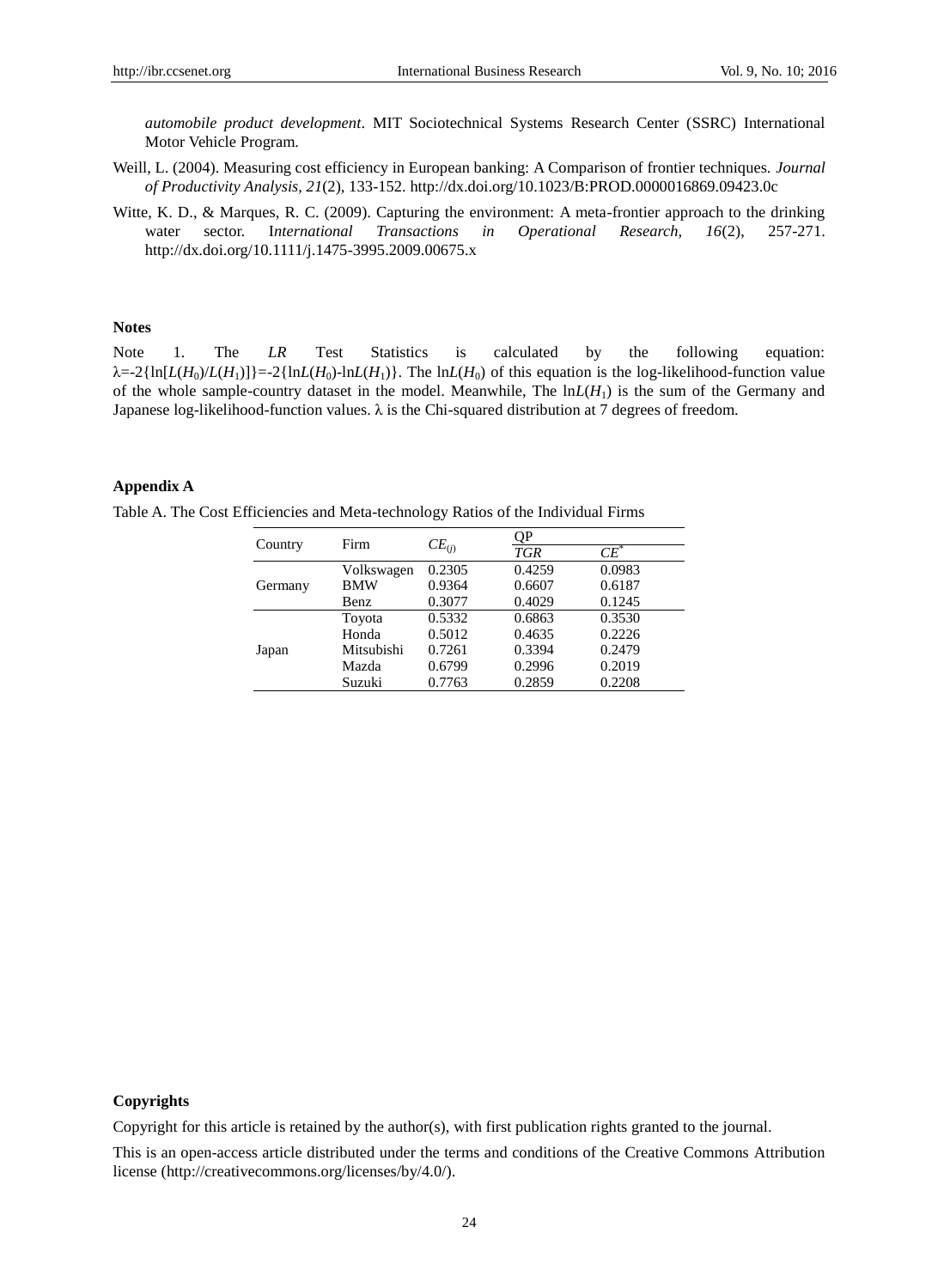*automobile product development*. MIT Sociotechnical Systems Research Center (SSRC) International Motor Vehicle Program.

Weill, L. (2004). Measuring cost efficiency in European banking: A Comparison of frontier techniques. *Journal of Productivity Analysis*, *21*(2), 133-152. http://dx.doi.org/10.1023/B:PROD.0000016869.09423.0c

Witte, K. D., & Marques, R. C. (2009). Capturing the environment: A meta-frontier approach to the drinking water sector. *International Transactions in Operational Research*, *16*(2), 257-271. http://dx.doi.org/10.1111/j.1475-3995.2009.00675.x

## Notes

Note 1. The *LR* Test Statistics is calculated by the following equation: $\lambda=-2\{\ln[L(H_0)/L(H_1)]\}=-2\{\ln L(H_0)-\ln L(H_1)\}$. The $\ln L(H_0)$ of this equation is the log-likelihood-function value of the whole sample-country dataset in the model. Meanwhile, The $\ln L(H_1)$ is the sum of the Germany and Japanese log-likelihood-function values. $\lambda$ is the Chi-squared distribution at 7 degrees of freedom.

## Appendix A

Table A. The Cost Efficiencies and Meta-technology Ratios of the Individual Firms

| Country | Firm | $CE_{(j)}$ | QP | |
|---|---|---|---|---|
| | | | *TGR* | $CE^*$ |
| Germany | Volkswagen | 0.2305 | 0.4259 | 0.0983 |
| | BMW | 0.9364 | 0.6607 | 0.6187 |
| | Benz | 0.3077 | 0.4029 | 0.1245 |
| Japan | Toyota | 0.5332 | 0.6863 | 0.3530 |
| | Honda | 0.5012 | 0.4635 | 0.2226 |
| | Mitsubishi | 0.7261 | 0.3394 | 0.2479 |
| | Mazda | 0.6799 | 0.2996 | 0.2019 |
| | Suzuki | 0.7763 | 0.2859 | 0.2208 |

## Copyrights

Copyright for this article is retained by the author(s), with first publication rights granted to the journal.

This is an open-access article distributed under the terms and conditions of the Creative Commons Attribution license (http://creativecommons.org/licenses/by/4.0/).